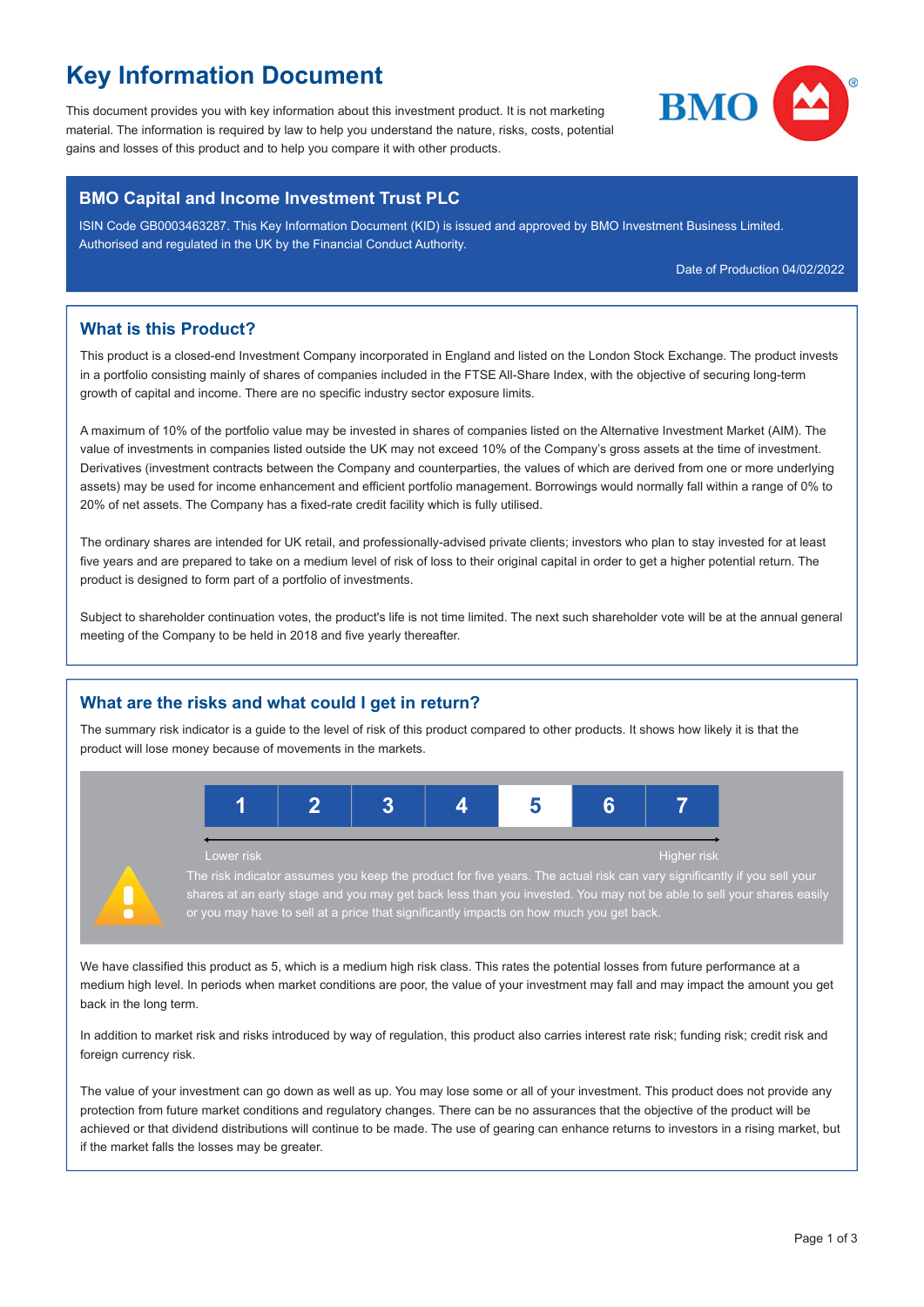# Key Information Document

This document provides you with key information about this investment product. It is not marketing material. The information is required by law to help you understand the nature, risks, costs, potential gains and losses of this product and to help you compare it with other products.

## BMO Capital and Income Investment Trust PLC

ISIN Code GB0003463287. This Key Information Document (KID) is issued and approved by BMO Investment Business Limited. Authorised and regulated in the UK by the Financial Conduct Authority.

Date of Production 04/02/2022

## What is this Product?

This product is a closed-end Investment Company incorporated in England and listed on the London Stock Exchange. The product invests in a portfolio consisting mainly of shares of companies included in the FTSE All-Share Index, with the objective of securing long-term growth of capital and income. There are no specific industry sector exposure limits.

A maximum of 10% of the portfolio value may be invested in shares of companies listed on the Alternative Investment Market (AIM). The value of investments in companies listed outside the UK may not exceed 10% of the Company's gross assets at the time of investment. Derivatives (investment contracts between the Company and counterparties, the values of which are derived from one or more underlying assets) may be used for income enhancement and efficient portfolio management. Borrowings would normally fall within a range of 0% to 20% of net assets. The Company has a fixed-rate credit facility which is fully utilised.

The ordinary shares are intended for UK retail, and professionally-advised private clients; investors who plan to stay invested for at least five years and are prepared to take on a medium level of risk of loss to their original capital in order to get a higher potential return. The product is designed to form part of a portfolio of investments.

Subject to shareholder continuation votes, the product's life is not time limited. The next such shareholder vote will be at the annual general meeting of the Company to be held in 2018 and five yearly thereafter.

## What are the risks and what could I get in return?

The summary risk indicator is a guide to the level of risk of this product compared to other products. It shows how likely it is that the product will lose money because of movements in the markets.

| 1 | 2 | 3 | 4 | **5** | 6 | 7 |
|---|---|---|---|---|---|---|

Lower risk ← → Higher risk

The risk indicator assumes you keep the product for five years. The actual risk can vary significantly if you sell your shares at an early stage and you may get back less than you invested. You may not be able to sell your shares easily or you may have to sell at a price that significantly impacts on how much you get back.

We have classified this product as 5, which is a medium high risk class. This rates the potential losses from future performance at a medium high level. In periods when market conditions are poor, the value of your investment may fall and may impact the amount you get back in the long term.

In addition to market risk and risks introduced by way of regulation, this product also carries interest rate risk; funding risk; credit risk and foreign currency risk.

The value of your investment can go down as well as up. You may lose some or all of your investment. This product does not provide any protection from future market conditions and regulatory changes. There can be no assurances that the objective of the product will be achieved or that dividend distributions will continue to be made. The use of gearing can enhance returns to investors in a rising market, but if the market falls the losses may be greater.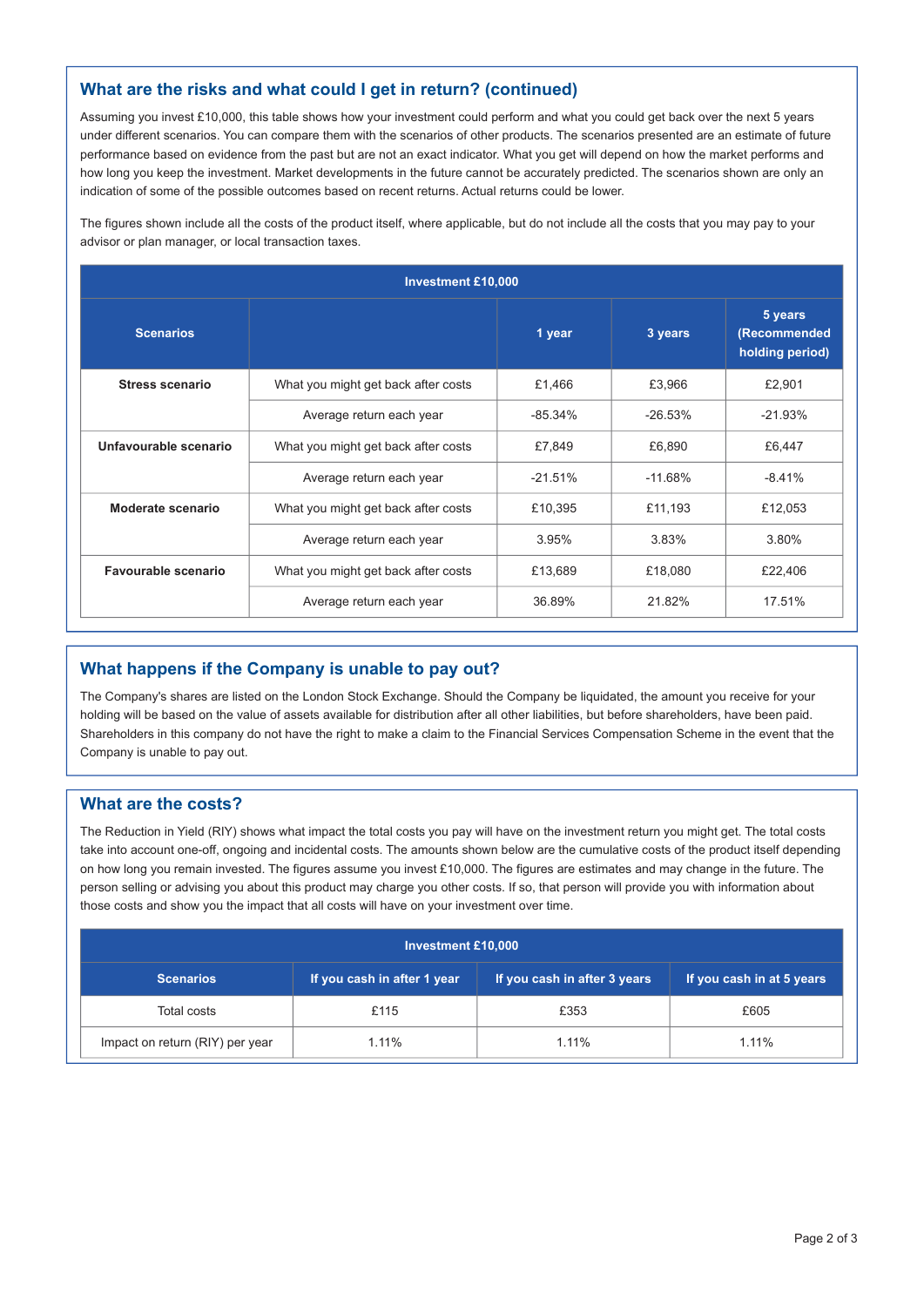## What are the risks and what could I get in return? (continued)

Assuming you invest £10,000, this table shows how your investment could perform and what you could get back over the next 5 years under different scenarios. You can compare them with the scenarios of other products. The scenarios presented are an estimate of future performance based on evidence from the past but are not an exact indicator. What you get will depend on how the market performs and how long you keep the investment. Market developments in the future cannot be accurately predicted. The scenarios shown are only an indication of some of the possible outcomes based on recent returns. Actual returns could be lower.

The figures shown include all the costs of the product itself, where applicable, but do not include all the costs that you may pay to your advisor or plan manager, or local transaction taxes.

| Investment £10,000 | | | | |
|---|---|---|---|---|
| **Scenarios** | | **1 year** | **3 years** | **5 years (Recommended holding period)** |
| **Stress scenario** | What you might get back after costs | £1,466 | £3,966 | £2,901 |
| | Average return each year | -85.34% | -26.53% | -21.93% |
| **Unfavourable scenario** | What you might get back after costs | £7,849 | £6,890 | £6,447 |
| | Average return each year | -21.51% | -11.68% | -8.41% |
| **Moderate scenario** | What you might get back after costs | £10,395 | £11,193 | £12,053 |
| | Average return each year | 3.95% | 3.83% | 3.80% |
| **Favourable scenario** | What you might get back after costs | £13,689 | £18,080 | £22,406 |
| | Average return each year | 36.89% | 21.82% | 17.51% |

## What happens if the Company is unable to pay out?

The Company's shares are listed on the London Stock Exchange. Should the Company be liquidated, the amount you receive for your holding will be based on the value of assets available for distribution after all other liabilities, but before shareholders, have been paid. Shareholders in this company do not have the right to make a claim to the Financial Services Compensation Scheme in the event that the Company is unable to pay out.

## What are the costs?

The Reduction in Yield (RIY) shows what impact the total costs you pay will have on the investment return you might get. The total costs take into account one-off, ongoing and incidental costs. The amounts shown below are the cumulative costs of the product itself depending on how long you remain invested. The figures assume you invest £10,000. The figures are estimates and may change in the future. The person selling or advising you about this product may charge you other costs. If so, that person will provide you with information about those costs and show you the impact that all costs will have on your investment over time.

| Investment £10,000 | | | |
|---|---|---|---|
| **Scenarios** | **If you cash in after 1 year** | **If you cash in after 3 years** | **If you cash in at 5 years** |
| Total costs | £115 | £353 | £605 |
| Impact on return (RIY) per year | 1.11% | 1.11% | 1.11% |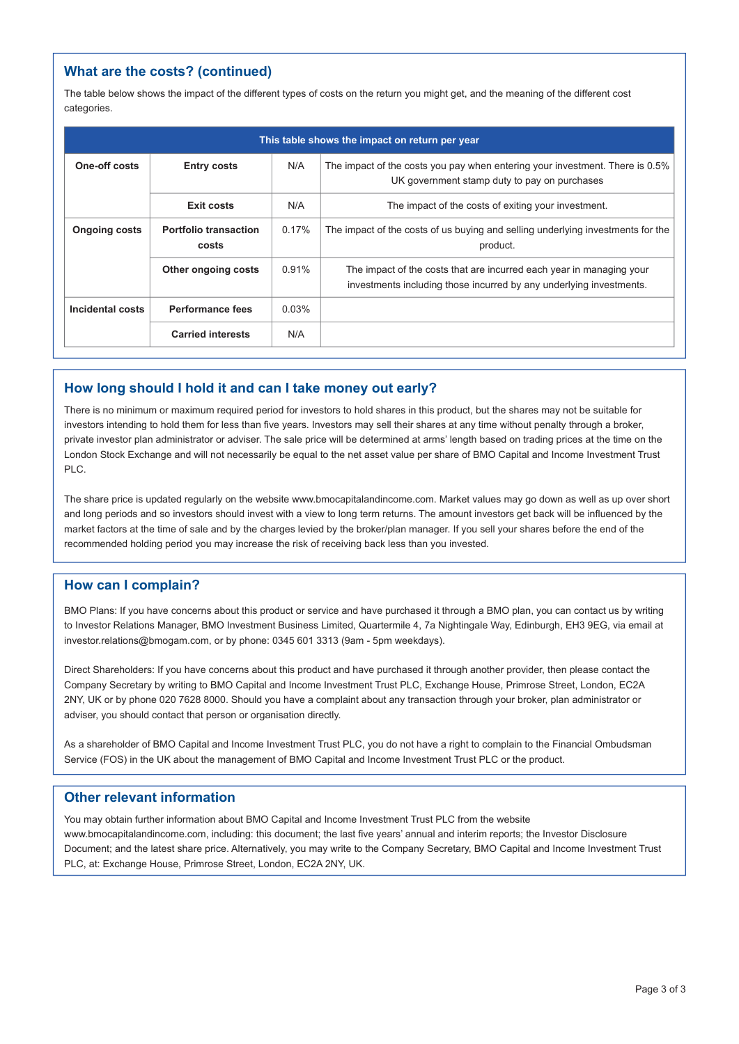## What are the costs? (continued)

The table below shows the impact of the different types of costs on the return you might get, and the meaning of the different cost categories.

| This table shows the impact on return per year | | | |
|---|---|---|---|
| **One-off costs** | **Entry costs** | N/A | The impact of the costs you pay when entering your investment. There is 0.5% UK government stamp duty to pay on purchases |
| | **Exit costs** | N/A | The impact of the costs of exiting your investment. |
| **Ongoing costs** | **Portfolio transaction costs** | 0.17% | The impact of the costs of us buying and selling underlying investments for the product. |
| | **Other ongoing costs** | 0.91% | The impact of the costs that are incurred each year in managing your investments including those incurred by any underlying investments. |
| **Incidental costs** | **Performance fees** | 0.03% | |
| | **Carried interests** | N/A | |

## How long should I hold it and can I take money out early?

There is no minimum or maximum required period for investors to hold shares in this product, but the shares may not be suitable for investors intending to hold them for less than five years. Investors may sell their shares at any time without penalty through a broker, private investor plan administrator or adviser. The sale price will be determined at arms' length based on trading prices at the time on the London Stock Exchange and will not necessarily be equal to the net asset value per share of BMO Capital and Income Investment Trust PLC.

The share price is updated regularly on the website www.bmocapitalandincome.com. Market values may go down as well as up over short and long periods and so investors should invest with a view to long term returns. The amount investors get back will be influenced by the market factors at the time of sale and by the charges levied by the broker/plan manager. If you sell your shares before the end of the recommended holding period you may increase the risk of receiving back less than you invested.

## How can I complain?

BMO Plans: If you have concerns about this product or service and have purchased it through a BMO plan, you can contact us by writing to Investor Relations Manager, BMO Investment Business Limited, Quartermile 4, 7a Nightingale Way, Edinburgh, EH3 9EG, via email at investor.relations@bmogam.com, or by phone: 0345 601 3313 (9am - 5pm weekdays).

Direct Shareholders: If you have concerns about this product and have purchased it through another provider, then please contact the Company Secretary by writing to BMO Capital and Income Investment Trust PLC, Exchange House, Primrose Street, London, EC2A 2NY, UK or by phone 020 7628 8000. Should you have a complaint about any transaction through your broker, plan administrator or adviser, you should contact that person or organisation directly.

As a shareholder of BMO Capital and Income Investment Trust PLC, you do not have a right to complain to the Financial Ombudsman Service (FOS) in the UK about the management of BMO Capital and Income Investment Trust PLC or the product.

## Other relevant information

You may obtain further information about BMO Capital and Income Investment Trust PLC from the website www.bmocapitalandincome.com, including: this document; the last five years' annual and interim reports; the Investor Disclosure Document; and the latest share price. Alternatively, you may write to the Company Secretary, BMO Capital and Income Investment Trust PLC, at: Exchange House, Primrose Street, London, EC2A 2NY, UK.